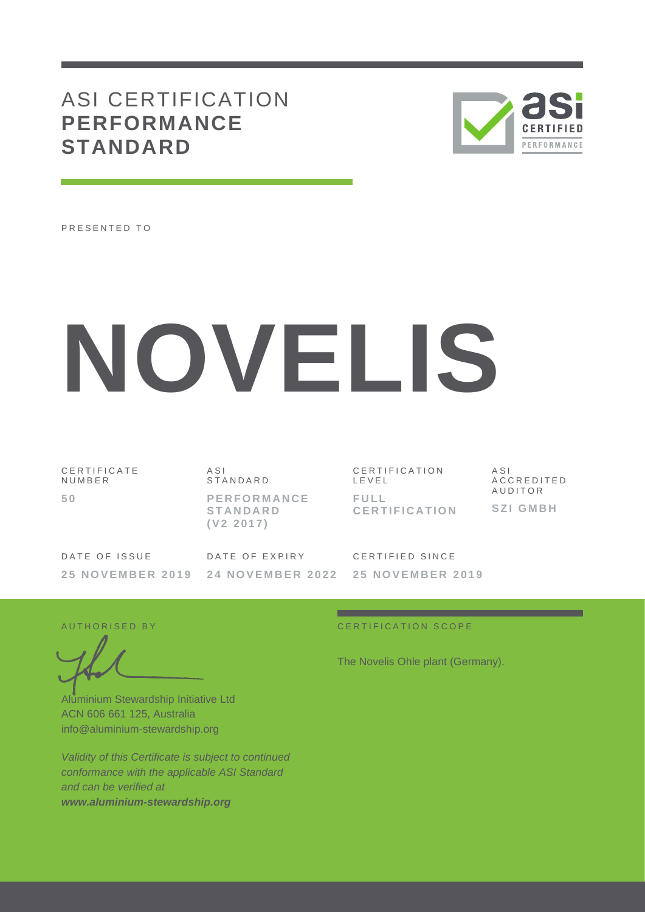# ASI CERTIFICATION **PERFORMANCE STANDARD**

PRESENTED TO

# NOVELIS

| CERTIFICATE NUMBER | ASI STANDARD | CERTIFICATION LEVEL | ASI ACCREDITED AUDITOR |
|---|---|---|---|
| **50** | **PERFORMANCE STANDARD (V2 2017)** | **FULL CERTIFICATION** | **SZI GMBH** |

| DATE OF ISSUE | DATE OF EXPIRY | CERTIFIED SINCE |
|---|---|---|
| **25 NOVEMBER 2019** | **24 NOVEMBER 2022** | **25 NOVEMBER 2019** |

AUTHORISED BY

Aluminium Stewardship Initiative Ltd
ACN 606 661 125, Australia
info@aluminium-stewardship.org

*Validity of this Certificate is subject to continued conformance with the applicable ASI Standard and can be verified at* ***www.aluminium-stewardship.org***

CERTIFICATION SCOPE

The Novelis Ohle plant (Germany).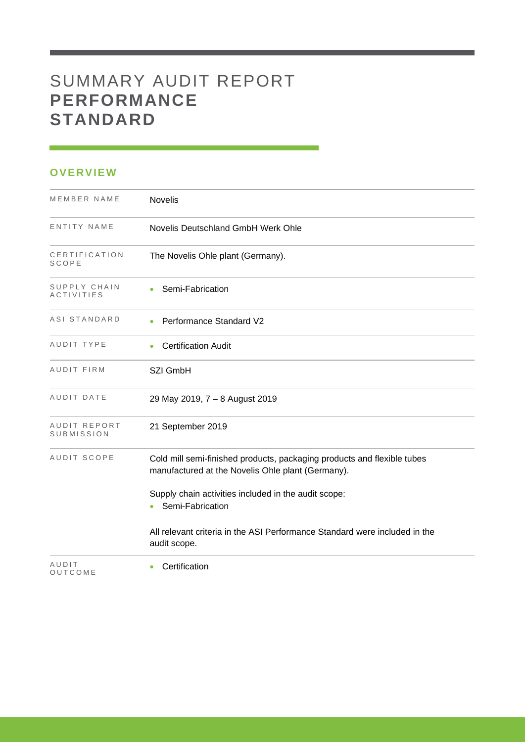# SUMMARY AUDIT REPORT **PERFORMANCE STANDARD**

## OVERVIEW

| | |
|---|---|
| MEMBER NAME | Novelis |
| ENTITY NAME | Novelis Deutschland GmbH Werk Ohle |
| CERTIFICATION SCOPE | The Novelis Ohle plant (Germany). |
| SUPPLY CHAIN ACTIVITIES | • Semi-Fabrication |
| ASI STANDARD | • Performance Standard V2 |
| AUDIT TYPE | • Certification Audit |
| AUDIT FIRM | SZI GmbH |
| AUDIT DATE | 29 May 2019, 7 – 8 August 2019 |
| AUDIT REPORT SUBMISSION | 21 September 2019 |
| AUDIT SCOPE | Cold mill semi-finished products, packaging products and flexible tubes manufactured at the Novelis Ohle plant (Germany).<br><br>Supply chain activities included in the audit scope:<br>• Semi-Fabrication<br><br>All relevant criteria in the ASI Performance Standard were included in the audit scope. |
| AUDIT OUTCOME | • Certification |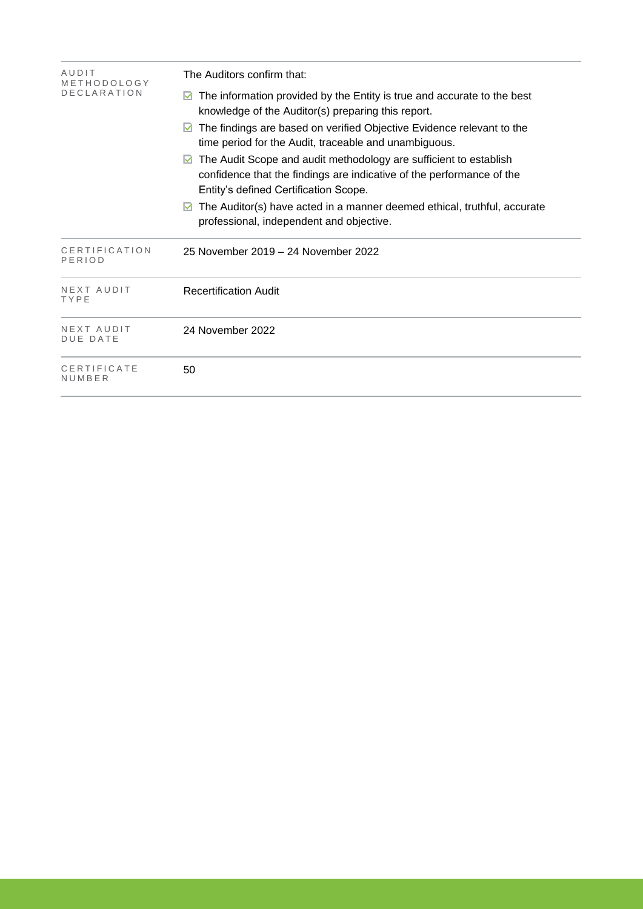| | |
|---|---|
| AUDIT METHODOLOGY DECLARATION | The Auditors confirm that:<br>☑ The information provided by the Entity is true and accurate to the best knowledge of the Auditor(s) preparing this report.<br>☑ The findings are based on verified Objective Evidence relevant to the time period for the Audit, traceable and unambiguous.<br>☑ The Audit Scope and audit methodology are sufficient to establish confidence that the findings are indicative of the performance of the Entity's defined Certification Scope.<br>☑ The Auditor(s) have acted in a manner deemed ethical, truthful, accurate professional, independent and objective. |
| CERTIFICATION PERIOD | 25 November 2019 – 24 November 2022 |
| NEXT AUDIT TYPE | Recertification Audit |
| NEXT AUDIT DUE DATE | 24 November 2022 |
| CERTIFICATE NUMBER | 50 |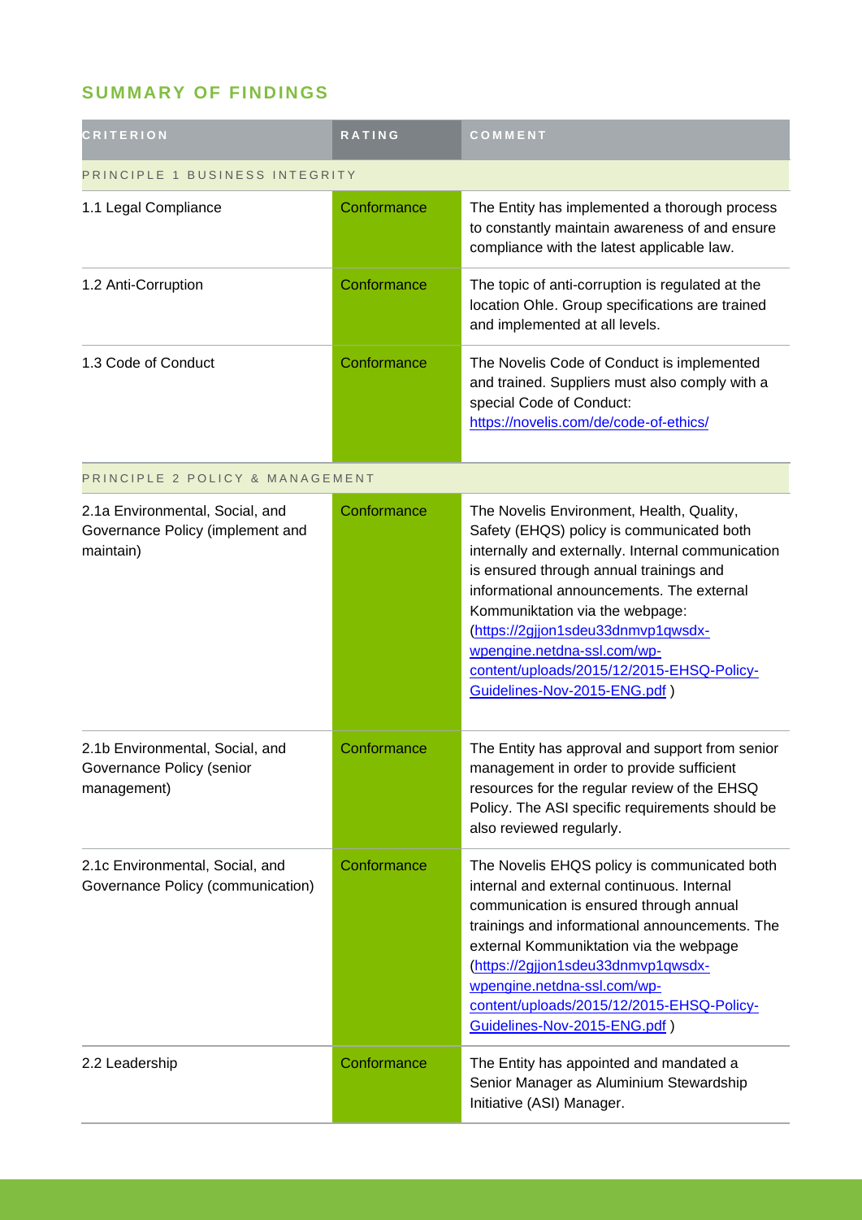## SUMMARY OF FINDINGS

| CRITERION | RATING | COMMENT |
|---|---|---|
| PRINCIPLE 1 BUSINESS INTEGRITY | | |
| 1.1 Legal Compliance | Conformance | The Entity has implemented a thorough process to constantly maintain awareness of and ensure compliance with the latest applicable law. |
| 1.2 Anti-Corruption | Conformance | The topic of anti-corruption is regulated at the location Ohle. Group specifications are trained and implemented at all levels. |
| 1.3 Code of Conduct | Conformance | The Novelis Code of Conduct is implemented and trained. Suppliers must also comply with a special Code of Conduct: https://novelis.com/de/code-of-ethics/ |
| PRINCIPLE 2 POLICY & MANAGEMENT | | |
| 2.1a Environmental, Social, and Governance Policy (implement and maintain) | Conformance | The Novelis Environment, Health, Quality, Safety (EHQS) policy is communicated both internally and externally. Internal communication is ensured through annual trainings and informational announcements. The external Kommuniktation via the webpage: (https://2gjjon1sdeu33dnmvp1qwsdx-wpengine.netdna-ssl.com/wp-content/uploads/2015/12/2015-EHSQ-Policy-Guidelines-Nov-2015-ENG.pdf ) |
| 2.1b Environmental, Social, and Governance Policy (senior management) | Conformance | The Entity has approval and support from senior management in order to provide sufficient resources for the regular review of the EHSQ Policy. The ASI specific requirements should be also reviewed regularly. |
| 2.1c Environmental, Social, and Governance Policy (communication) | Conformance | The Novelis EHQS policy is communicated both internal and external continuous. Internal communication is ensured through annual trainings and informational announcements. The external Kommuniktation via the webpage (https://2gjjon1sdeu33dnmvp1qwsdx-wpengine.netdna-ssl.com/wp-content/uploads/2015/12/2015-EHSQ-Policy-Guidelines-Nov-2015-ENG.pdf ) |
| 2.2 Leadership | Conformance | The Entity has appointed and mandated a Senior Manager as Aluminium Stewardship Initiative (ASI) Manager. |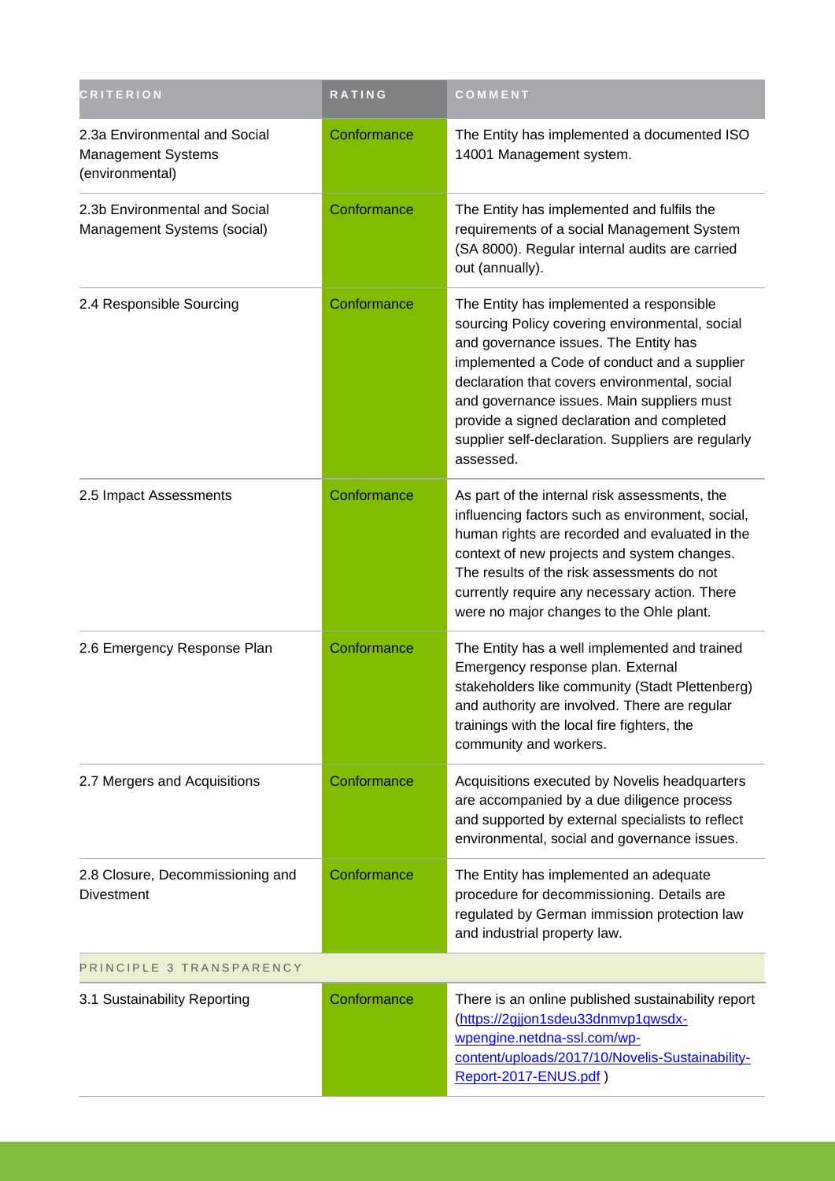| CRITERION | RATING | COMMENT |
|---|---|---|
| 2.3a Environmental and Social Management Systems (environmental) | Conformance | The Entity has implemented a documented ISO 14001 Management system. |
| 2.3b Environmental and Social Management Systems (social) | Conformance | The Entity has implemented and fulfils the requirements of a social Management System (SA 8000). Regular internal audits are carried out (annually). |
| 2.4 Responsible Sourcing | Conformance | The Entity has implemented a responsible sourcing Policy covering environmental, social and governance issues. The Entity has implemented a Code of conduct and a supplier declaration that covers environmental, social and governance issues. Main suppliers must provide a signed declaration and completed supplier self-declaration. Suppliers are regularly assessed. |
| 2.5 Impact Assessments | Conformance | As part of the internal risk assessments, the influencing factors such as environment, social, human rights are recorded and evaluated in the context of new projects and system changes. The results of the risk assessments do not currently require any necessary action. There were no major changes to the Ohle plant. |
| 2.6 Emergency Response Plan | Conformance | The Entity has a well implemented and trained Emergency response plan. External stakeholders like community (Stadt Plettenberg) and authority are involved. There are regular trainings with the local fire fighters, the community and workers. |
| 2.7 Mergers and Acquisitions | Conformance | Acquisitions executed by Novelis headquarters are accompanied by a due diligence process and supported by external specialists to reflect environmental, social and governance issues. |
| 2.8 Closure, Decommissioning and Divestment | Conformance | The Entity has implemented an adequate procedure for decommissioning. Details are regulated by German immission protection law and industrial property law. |
| PRINCIPLE 3 TRANSPARENCY | | |
| 3.1 Sustainability Reporting | Conformance | There is an online published sustainability report ([https://2gjjon1sdeu33dnmvp1qwsdx-wpengine.netdna-ssl.com/wp-content/uploads/2017/10/Novelis-Sustainability-Report-2017-ENUS.pdf](https://2gjjon1sdeu33dnmvp1qwsdx-wpengine.netdna-ssl.com/wp-content/uploads/2017/10/Novelis-Sustainability-Report-2017-ENUS.pdf) ) |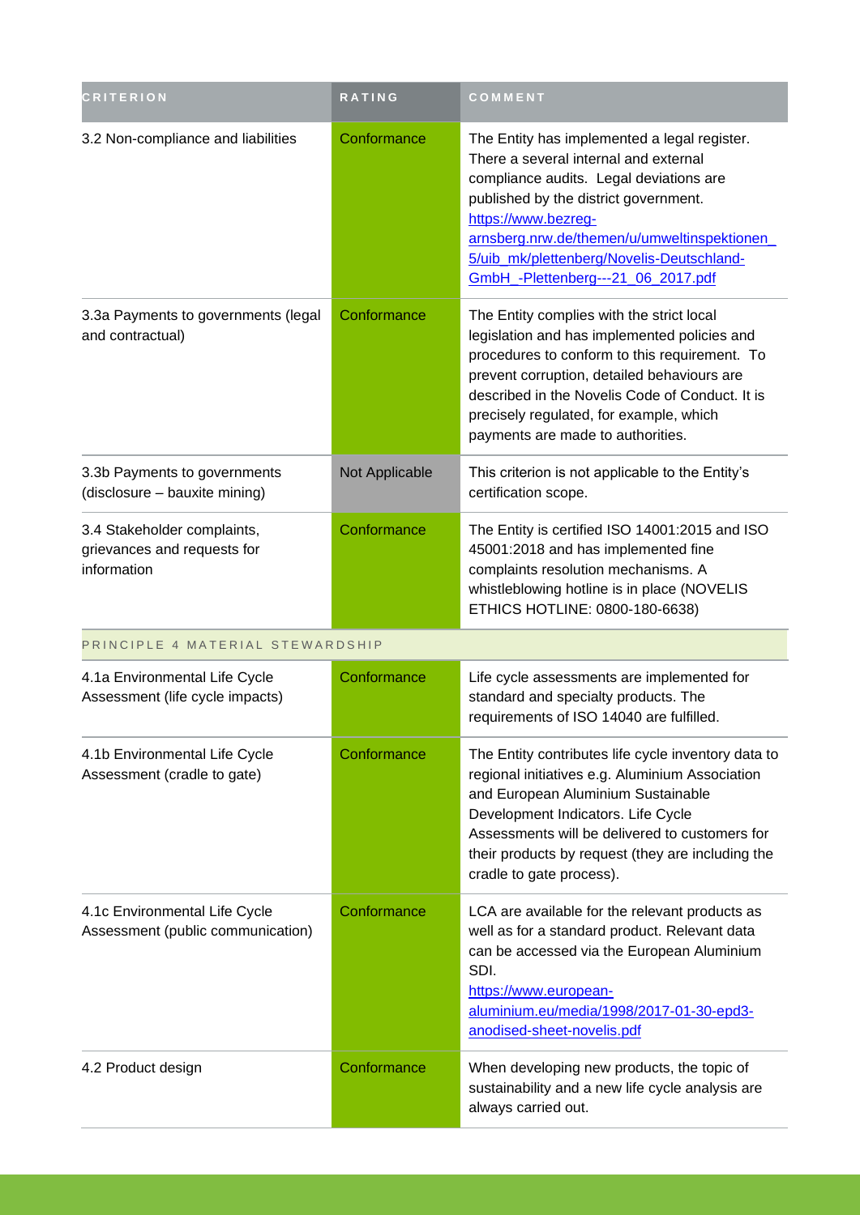| CRITERION | RATING | COMMENT |
| --- | --- | --- |
| 3.2 Non-compliance and liabilities | Conformance | The Entity has implemented a legal register. There a several internal and external compliance audits. Legal deviations are published by the district government. https://www.bezreg-arnsberg.nrw.de/themen/u/umweltinspektionen_5/uib_mk/plettenberg/Novelis-Deutschland-GmbH_-Plettenberg---21_06_2017.pdf |
| 3.3a Payments to governments (legal and contractual) | Conformance | The Entity complies with the strict local legislation and has implemented policies and procedures to conform to this requirement. To prevent corruption, detailed behaviours are described in the Novelis Code of Conduct. It is precisely regulated, for example, which payments are made to authorities. |
| 3.3b Payments to governments (disclosure – bauxite mining) | Not Applicable | This criterion is not applicable to the Entity's certification scope. |
| 3.4 Stakeholder complaints, grievances and requests for information | Conformance | The Entity is certified ISO 14001:2015 and ISO 45001:2018 and has implemented fine complaints resolution mechanisms. A whistleblowing hotline is in place (NOVELIS ETHICS HOTLINE: 0800-180-6638) |
| PRINCIPLE 4 MATERIAL STEWARDSHIP | | |
| 4.1a Environmental Life Cycle Assessment (life cycle impacts) | Conformance | Life cycle assessments are implemented for standard and specialty products. The requirements of ISO 14040 are fulfilled. |
| 4.1b Environmental Life Cycle Assessment (cradle to gate) | Conformance | The Entity contributes life cycle inventory data to regional initiatives e.g. Aluminium Association and European Aluminium Sustainable Development Indicators. Life Cycle Assessments will be delivered to customers for their products by request (they are including the cradle to gate process). |
| 4.1c Environmental Life Cycle Assessment (public communication) | Conformance | LCA are available for the relevant products as well as for a standard product. Relevant data can be accessed via the European Aluminium SDI. https://www.european-aluminium.eu/media/1998/2017-01-30-epd3-anodised-sheet-novelis.pdf |
| 4.2 Product design | Conformance | When developing new products, the topic of sustainability and a new life cycle analysis are always carried out. |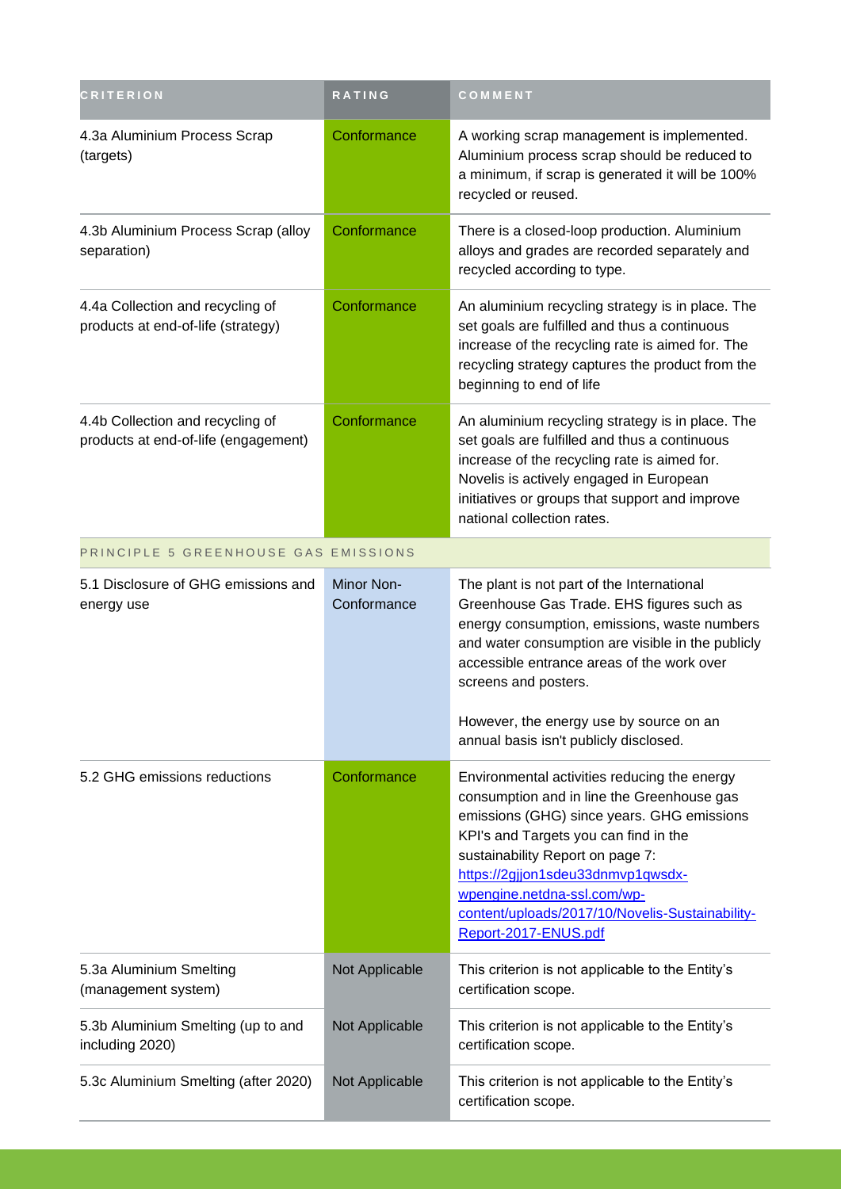| CRITERION | RATING | COMMENT |
| --- | --- | --- |
| 4.3a Aluminium Process Scrap (targets) | Conformance | A working scrap management is implemented. Aluminium process scrap should be reduced to a minimum, if scrap is generated it will be 100% recycled or reused. |
| 4.3b Aluminium Process Scrap (alloy separation) | Conformance | There is a closed-loop production. Aluminium alloys and grades are recorded separately and recycled according to type. |
| 4.4a Collection and recycling of products at end-of-life (strategy) | Conformance | An aluminium recycling strategy is in place. The set goals are fulfilled and thus a continuous increase of the recycling rate is aimed for. The recycling strategy captures the product from the beginning to end of life |
| 4.4b Collection and recycling of products at end-of-life (engagement) | Conformance | An aluminium recycling strategy is in place. The set goals are fulfilled and thus a continuous increase of the recycling rate is aimed for. Novelis is actively engaged in European initiatives or groups that support and improve national collection rates. |
| PRINCIPLE 5 GREENHOUSE GAS EMISSIONS | | |
| 5.1 Disclosure of GHG emissions and energy use | Minor Non-Conformance | The plant is not part of the International Greenhouse Gas Trade. EHS figures such as energy consumption, emissions, waste numbers and water consumption are visible in the publicly accessible entrance areas of the work over screens and posters.<br><br>However, the energy use by source on an annual basis isn't publicly disclosed. |
| 5.2 GHG emissions reductions | Conformance | Environmental activities reducing the energy consumption and in line the Greenhouse gas emissions (GHG) since years. GHG emissions KPI's and Targets you can find in the sustainability Report on page 7: https://2gjjon1sdeu33dnmvp1qwsdx-wpengine.netdna-ssl.com/wp-content/uploads/2017/10/Novelis-Sustainability-Report-2017-ENUS.pdf |
| 5.3a Aluminium Smelting (management system) | Not Applicable | This criterion is not applicable to the Entity's certification scope. |
| 5.3b Aluminium Smelting (up to and including 2020) | Not Applicable | This criterion is not applicable to the Entity's certification scope. |
| 5.3c Aluminium Smelting (after 2020) | Not Applicable | This criterion is not applicable to the Entity's certification scope. |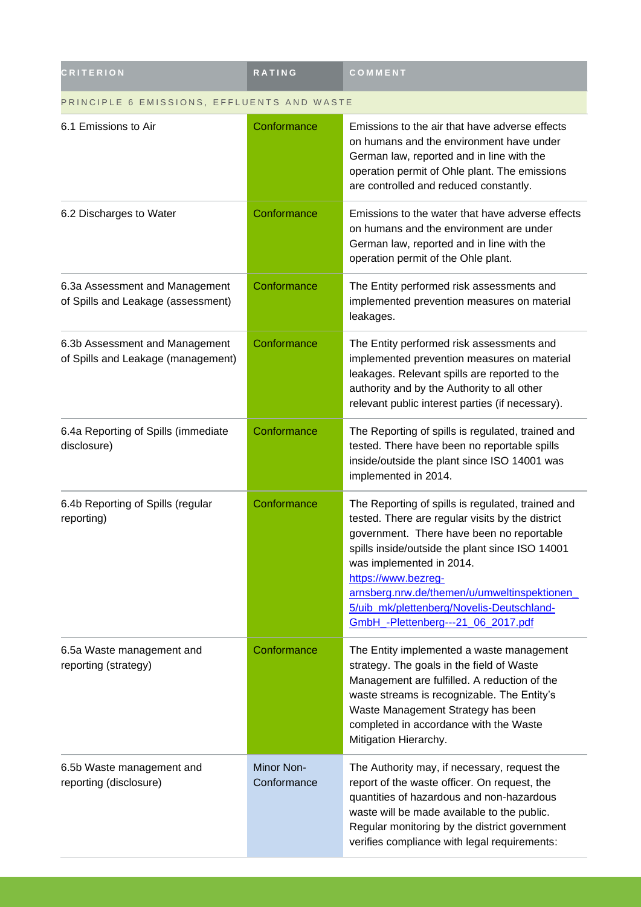| CRITERION | RATING | COMMENT |
|---|---|---|
| PRINCIPLE 6 EMISSIONS, EFFLUENTS AND WASTE | | |
| 6.1 Emissions to Air | Conformance | Emissions to the air that have adverse effects on humans and the environment have under German law, reported and in line with the operation permit of Ohle plant. The emissions are controlled and reduced constantly. |
| 6.2 Discharges to Water | Conformance | Emissions to the water that have adverse effects on humans and the environment are under German law, reported and in line with the operation permit of the Ohle plant. |
| 6.3a Assessment and Management of Spills and Leakage (assessment) | Conformance | The Entity performed risk assessments and implemented prevention measures on material leakages. |
| 6.3b Assessment and Management of Spills and Leakage (management) | Conformance | The Entity performed risk assessments and implemented prevention measures on material leakages. Relevant spills are reported to the authority and by the Authority to all other relevant public interest parties (if necessary). |
| 6.4a Reporting of Spills (immediate disclosure) | Conformance | The Reporting of spills is regulated, trained and tested. There have been no reportable spills inside/outside the plant since ISO 14001 was implemented in 2014. |
| 6.4b Reporting of Spills (regular reporting) | Conformance | The Reporting of spills is regulated, trained and tested. There are regular visits by the district government. There have been no reportable spills inside/outside the plant since ISO 14001 was implemented in 2014. https://www.bezreg-arnsberg.nrw.de/themen/u/umweltinspektionen_5/uib_mk/plettenberg/Novelis-Deutschland-GmbH_-Plettenberg---21_06_2017.pdf |
| 6.5a Waste management and reporting (strategy) | Conformance | The Entity implemented a waste management strategy. The goals in the field of Waste Management are fulfilled. A reduction of the waste streams is recognizable. The Entity's Waste Management Strategy has been completed in accordance with the Waste Mitigation Hierarchy. |
| 6.5b Waste management and reporting (disclosure) | Minor Non-Conformance | The Authority may, if necessary, request the report of the waste officer. On request, the quantities of hazardous and non-hazardous waste will be made available to the public. Regular monitoring by the district government verifies compliance with legal requirements: |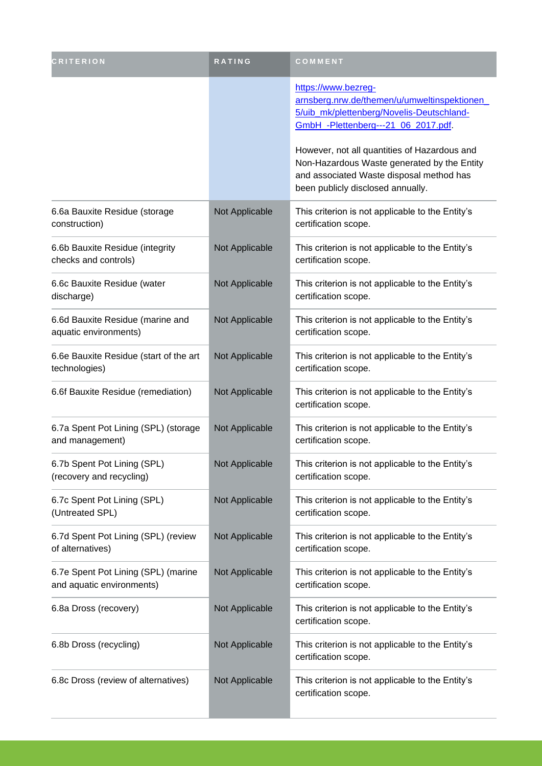| CRITERION | RATING | COMMENT |
| --- | --- | --- |
| | | https://www.bezreg-arnsberg.nrw.de/themen/u/umweltinspektionen_5/uib_mk/plettenberg/Novelis-Deutschland-GmbH_-Plettenberg---21_06_2017.pdf.<br><br>However, not all quantities of Hazardous and Non-Hazardous Waste generated by the Entity and associated Waste disposal method has been publicly disclosed annually. |
| 6.6a Bauxite Residue (storage construction) | Not Applicable | This criterion is not applicable to the Entity's certification scope. |
| 6.6b Bauxite Residue (integrity checks and controls) | Not Applicable | This criterion is not applicable to the Entity's certification scope. |
| 6.6c Bauxite Residue (water discharge) | Not Applicable | This criterion is not applicable to the Entity's certification scope. |
| 6.6d Bauxite Residue (marine and aquatic environments) | Not Applicable | This criterion is not applicable to the Entity's certification scope. |
| 6.6e Bauxite Residue (start of the art technologies) | Not Applicable | This criterion is not applicable to the Entity's certification scope. |
| 6.6f Bauxite Residue (remediation) | Not Applicable | This criterion is not applicable to the Entity's certification scope. |
| 6.7a Spent Pot Lining (SPL) (storage and management) | Not Applicable | This criterion is not applicable to the Entity's certification scope. |
| 6.7b Spent Pot Lining (SPL) (recovery and recycling) | Not Applicable | This criterion is not applicable to the Entity's certification scope. |
| 6.7c Spent Pot Lining (SPL) (Untreated SPL) | Not Applicable | This criterion is not applicable to the Entity's certification scope. |
| 6.7d Spent Pot Lining (SPL) (review of alternatives) | Not Applicable | This criterion is not applicable to the Entity's certification scope. |
| 6.7e Spent Pot Lining (SPL) (marine and aquatic environments) | Not Applicable | This criterion is not applicable to the Entity's certification scope. |
| 6.8a Dross (recovery) | Not Applicable | This criterion is not applicable to the Entity's certification scope. |
| 6.8b Dross (recycling) | Not Applicable | This criterion is not applicable to the Entity's certification scope. |
| 6.8c Dross (review of alternatives) | Not Applicable | This criterion is not applicable to the Entity's certification scope. |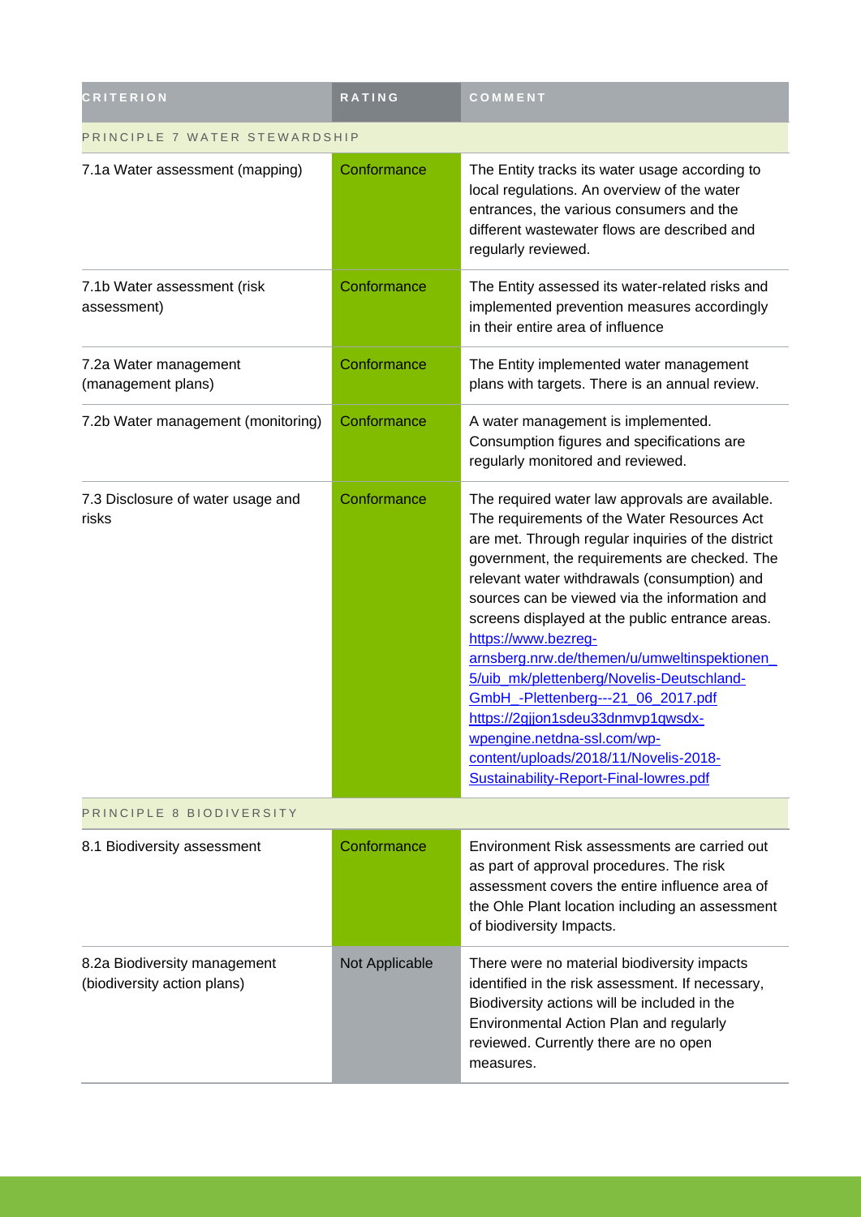| CRITERION | RATING | COMMENT |
| --- | --- | --- |
| PRINCIPLE 7 WATER STEWARDSHIP | | |
| 7.1a Water assessment (mapping) | Conformance | The Entity tracks its water usage according to local regulations. An overview of the water entrances, the various consumers and the different wastewater flows are described and regularly reviewed. |
| 7.1b Water assessment (risk assessment) | Conformance | The Entity assessed its water-related risks and implemented prevention measures accordingly in their entire area of influence |
| 7.2a Water management (management plans) | Conformance | The Entity implemented water management plans with targets. There is an annual review. |
| 7.2b Water management (monitoring) | Conformance | A water management is implemented. Consumption figures and specifications are regularly monitored and reviewed. |
| 7.3 Disclosure of water usage and risks | Conformance | The required water law approvals are available. The requirements of the Water Resources Act are met. Through regular inquiries of the district government, the requirements are checked. The relevant water withdrawals (consumption) and sources can be viewed via the information and screens displayed at the public entrance areas. https://www.bezreg-arnsberg.nrw.de/themen/u/umweltinspektionen_5/uib_mk/plettenberg/Novelis-Deutschland-GmbH_-Plettenberg---21_06_2017.pdf https://2gjjon1sdeu33dnmvp1qwsdx-wpengine.netdna-ssl.com/wp-content/uploads/2018/11/Novelis-2018-Sustainability-Report-Final-lowres.pdf |
| PRINCIPLE 8 BIODIVERSITY | | |
| 8.1 Biodiversity assessment | Conformance | Environment Risk assessments are carried out as part of approval procedures. The risk assessment covers the entire influence area of the Ohle Plant location including an assessment of biodiversity Impacts. |
| 8.2a Biodiversity management (biodiversity action plans) | Not Applicable | There were no material biodiversity impacts identified in the risk assessment. If necessary, Biodiversity actions will be included in the Environmental Action Plan and regularly reviewed. Currently there are no open measures. |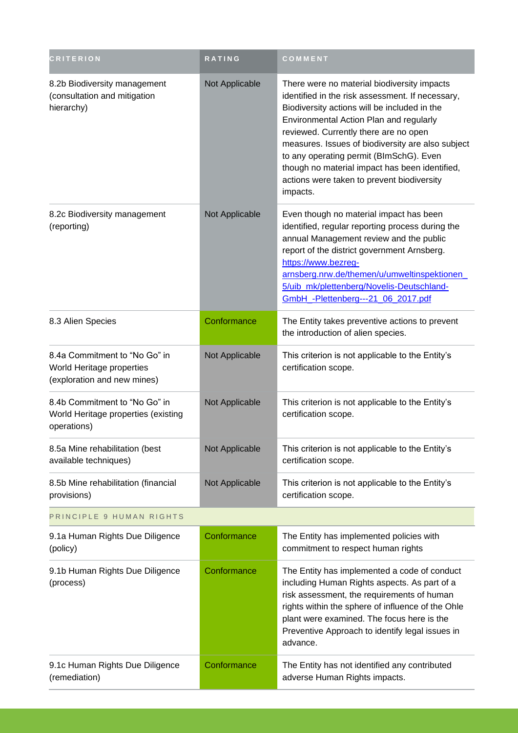| CRITERION | RATING | COMMENT |
| --- | --- | --- |
| 8.2b Biodiversity management (consultation and mitigation hierarchy) | Not Applicable | There were no material biodiversity impacts identified in the risk assessment. If necessary, Biodiversity actions will be included in the Environmental Action Plan and regularly reviewed. Currently there are no open measures. Issues of biodiversity are also subject to any operating permit (BImSchG). Even though no material impact has been identified, actions were taken to prevent biodiversity impacts. |
| 8.2c Biodiversity management (reporting) | Not Applicable | Even though no material impact has been identified, regular reporting process during the annual Management review and the public report of the district government Arnsberg. [https://www.bezreg-arnsberg.nrw.de/themen/u/umweltinspektionen_5/uib_mk/plettenberg/Novelis-Deutschland-GmbH_-Plettenberg---21_06_2017.pdf](https://www.bezreg-arnsberg.nrw.de/themen/u/umweltinspektionen_5/uib_mk/plettenberg/Novelis-Deutschland-GmbH_-Plettenberg---21_06_2017.pdf) |
| 8.3 Alien Species | Conformance | The Entity takes preventive actions to prevent the introduction of alien species. |
| 8.4a Commitment to "No Go" in World Heritage properties (exploration and new mines) | Not Applicable | This criterion is not applicable to the Entity's certification scope. |
| 8.4b Commitment to "No Go" in World Heritage properties (existing operations) | Not Applicable | This criterion is not applicable to the Entity's certification scope. |
| 8.5a Mine rehabilitation (best available techniques) | Not Applicable | This criterion is not applicable to the Entity's certification scope. |
| 8.5b Mine rehabilitation (financial provisions) | Not Applicable | This criterion is not applicable to the Entity's certification scope. |
| PRINCIPLE 9 HUMAN RIGHTS | | |
| 9.1a Human Rights Due Diligence (policy) | Conformance | The Entity has implemented policies with commitment to respect human rights |
| 9.1b Human Rights Due Diligence (process) | Conformance | The Entity has implemented a code of conduct including Human Rights aspects. As part of a risk assessment, the requirements of human rights within the sphere of influence of the Ohle plant were examined. The focus here is the Preventive Approach to identify legal issues in advance. |
| 9.1c Human Rights Due Diligence (remediation) | Conformance | The Entity has not identified any contributed adverse Human Rights impacts. |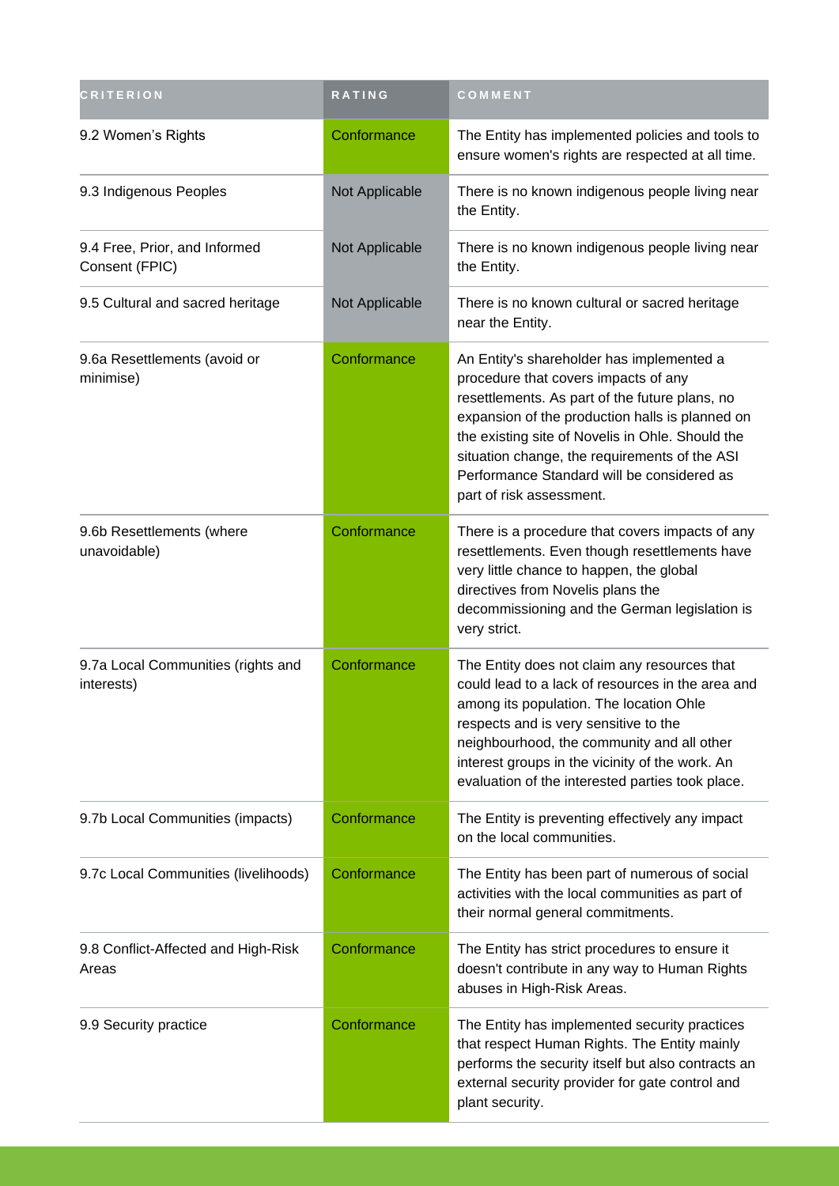| CRITERION | RATING | COMMENT |
| --- | --- | --- |
| 9.2 Women's Rights | Conformance | The Entity has implemented policies and tools to ensure women's rights are respected at all time. |
| 9.3 Indigenous Peoples | Not Applicable | There is no known indigenous people living near the Entity. |
| 9.4 Free, Prior, and Informed Consent (FPIC) | Not Applicable | There is no known indigenous people living near the Entity. |
| 9.5 Cultural and sacred heritage | Not Applicable | There is no known cultural or sacred heritage near the Entity. |
| 9.6a Resettlements (avoid or minimise) | Conformance | An Entity's shareholder has implemented a procedure that covers impacts of any resettlements. As part of the future plans, no expansion of the production halls is planned on the existing site of Novelis in Ohle. Should the situation change, the requirements of the ASI Performance Standard will be considered as part of risk assessment. |
| 9.6b Resettlements (where unavoidable) | Conformance | There is a procedure that covers impacts of any resettlements. Even though resettlements have very little chance to happen, the global directives from Novelis plans the decommissioning and the German legislation is very strict. |
| 9.7a Local Communities (rights and interests) | Conformance | The Entity does not claim any resources that could lead to a lack of resources in the area and among its population. The location Ohle respects and is very sensitive to the neighbourhood, the community and all other interest groups in the vicinity of the work. An evaluation of the interested parties took place. |
| 9.7b Local Communities (impacts) | Conformance | The Entity is preventing effectively any impact on the local communities. |
| 9.7c Local Communities (livelihoods) | Conformance | The Entity has been part of numerous of social activities with the local communities as part of their normal general commitments. |
| 9.8 Conflict-Affected and High-Risk Areas | Conformance | The Entity has strict procedures to ensure it doesn't contribute in any way to Human Rights abuses in High-Risk Areas. |
| 9.9 Security practice | Conformance | The Entity has implemented security practices that respect Human Rights. The Entity mainly performs the security itself but also contracts an external security provider for gate control and plant security. |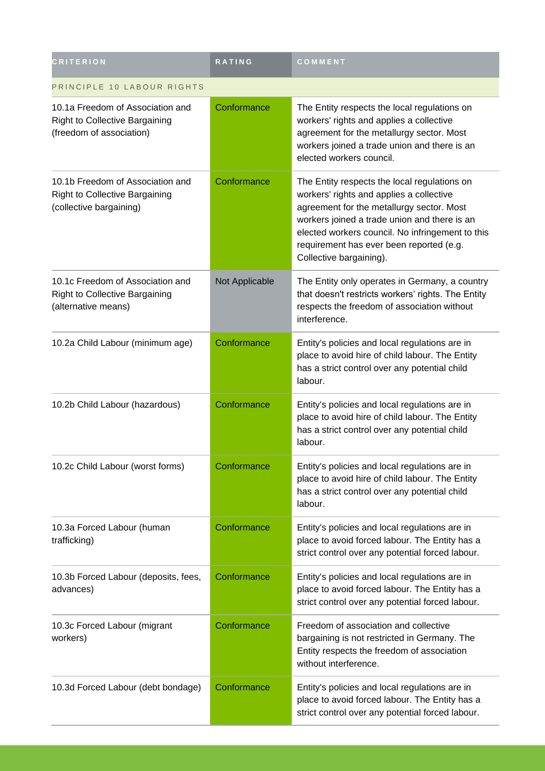| CRITERION | RATING | COMMENT |
| --- | --- | --- |
| PRINCIPLE 10 LABOUR RIGHTS | | |
| 10.1a Freedom of Association and Right to Collective Bargaining (freedom of association) | Conformance | The Entity respects the local regulations on workers' rights and applies a collective agreement for the metallurgy sector. Most workers joined a trade union and there is an elected workers council. |
| 10.1b Freedom of Association and Right to Collective Bargaining (collective bargaining) | Conformance | The Entity respects the local regulations on workers' rights and applies a collective agreement for the metallurgy sector. Most workers joined a trade union and there is an elected workers council. No infringement to this requirement has ever been reported (e.g. Collective bargaining). |
| 10.1c Freedom of Association and Right to Collective Bargaining (alternative means) | Not Applicable | The Entity only operates in Germany, a country that doesn't restricts workers' rights. The Entity respects the freedom of association without interference. |
| 10.2a Child Labour (minimum age) | Conformance | Entity's policies and local regulations are in place to avoid hire of child labour. The Entity has a strict control over any potential child labour. |
| 10.2b Child Labour (hazardous) | Conformance | Entity's policies and local regulations are in place to avoid hire of child labour. The Entity has a strict control over any potential child labour. |
| 10.2c Child Labour (worst forms) | Conformance | Entity's policies and local regulations are in place to avoid hire of child labour. The Entity has a strict control over any potential child labour. |
| 10.3a Forced Labour (human trafficking) | Conformance | Entity's policies and local regulations are in place to avoid forced labour. The Entity has a strict control over any potential forced labour. |
| 10.3b Forced Labour (deposits, fees, advances) | Conformance | Entity's policies and local regulations are in place to avoid forced labour. The Entity has a strict control over any potential forced labour. |
| 10.3c Forced Labour (migrant workers) | Conformance | Freedom of association and collective bargaining is not restricted in Germany. The Entity respects the freedom of association without interference. |
| 10.3d Forced Labour (debt bondage) | Conformance | Entity's policies and local regulations are in place to avoid forced labour. The Entity has a strict control over any potential forced labour. |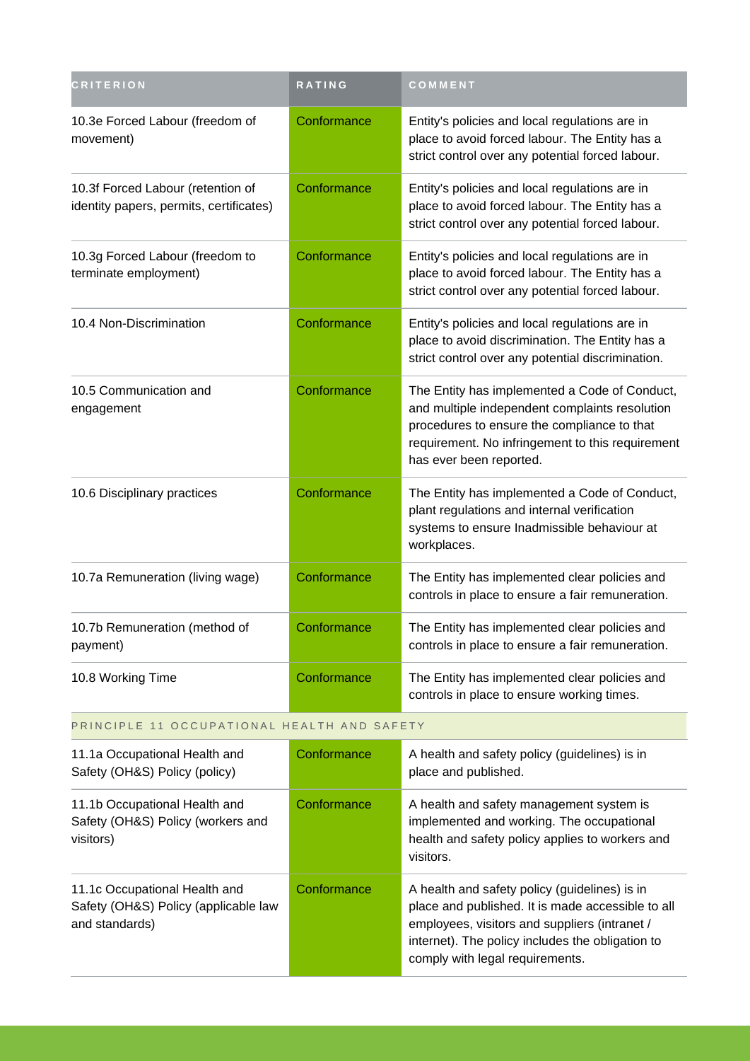| CRITERION | RATING | COMMENT |
| --- | --- | --- |
| 10.3e Forced Labour (freedom of movement) | Conformance | Entity's policies and local regulations are in place to avoid forced labour. The Entity has a strict control over any potential forced labour. |
| 10.3f Forced Labour (retention of identity papers, permits, certificates) | Conformance | Entity's policies and local regulations are in place to avoid forced labour. The Entity has a strict control over any potential forced labour. |
| 10.3g Forced Labour (freedom to terminate employment) | Conformance | Entity's policies and local regulations are in place to avoid forced labour. The Entity has a strict control over any potential forced labour. |
| 10.4 Non-Discrimination | Conformance | Entity's policies and local regulations are in place to avoid discrimination. The Entity has a strict control over any potential discrimination. |
| 10.5 Communication and engagement | Conformance | The Entity has implemented a Code of Conduct, and multiple independent complaints resolution procedures to ensure the compliance to that requirement. No infringement to this requirement has ever been reported. |
| 10.6 Disciplinary practices | Conformance | The Entity has implemented a Code of Conduct, plant regulations and internal verification systems to ensure Inadmissible behaviour at workplaces. |
| 10.7a Remuneration (living wage) | Conformance | The Entity has implemented clear policies and controls in place to ensure a fair remuneration. |
| 10.7b Remuneration (method of payment) | Conformance | The Entity has implemented clear policies and controls in place to ensure a fair remuneration. |
| 10.8 Working Time | Conformance | The Entity has implemented clear policies and controls in place to ensure working times. |
| PRINCIPLE 11 OCCUPATIONAL HEALTH AND SAFETY | | |
| 11.1a Occupational Health and Safety (OH&S) Policy (policy) | Conformance | A health and safety policy (guidelines) is in place and published. |
| 11.1b Occupational Health and Safety (OH&S) Policy (workers and visitors) | Conformance | A health and safety management system is implemented and working. The occupational health and safety policy applies to workers and visitors. |
| 11.1c Occupational Health and Safety (OH&S) Policy (applicable law and standards) | Conformance | A health and safety policy (guidelines) is in place and published. It is made accessible to all employees, visitors and suppliers (intranet / internet). The policy includes the obligation to comply with legal requirements. |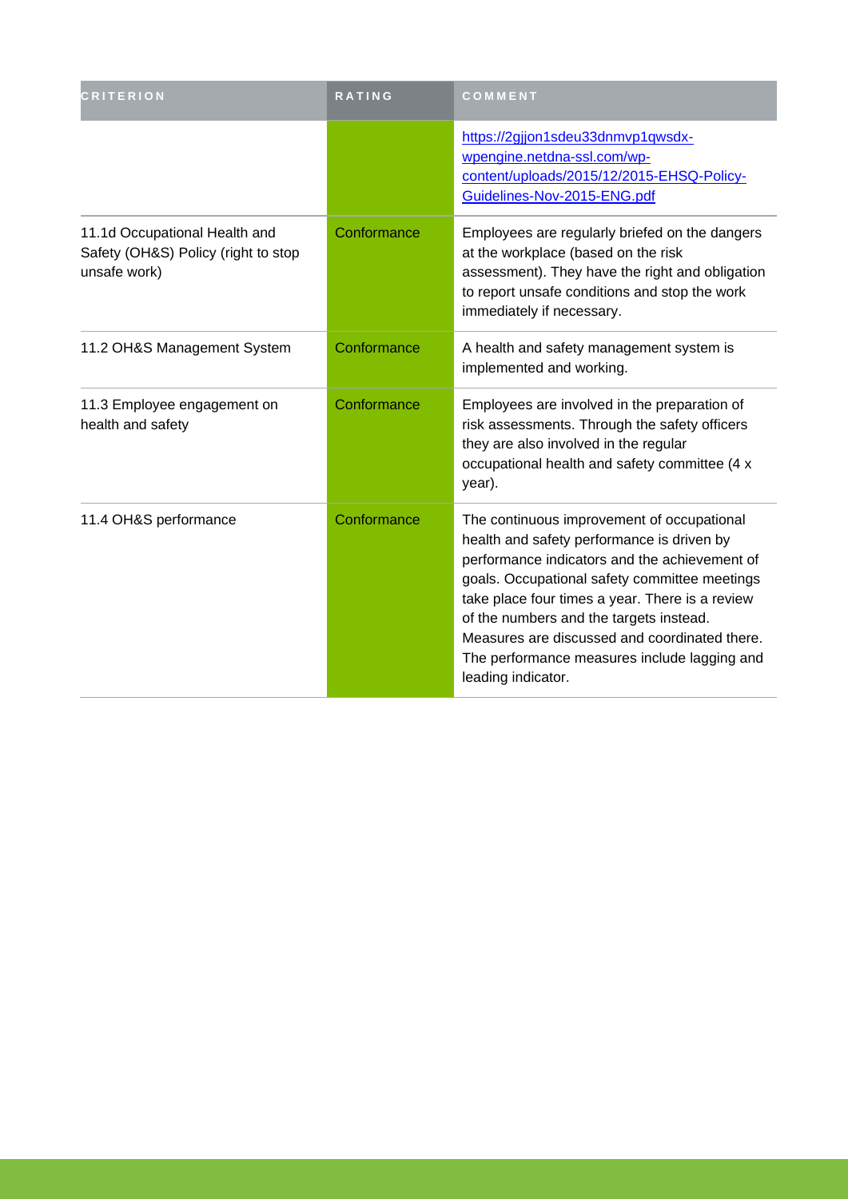| CRITERION | RATING | COMMENT |
| --- | --- | --- |
| | | https://2gjjon1sdeu33dnmvp1qwsdx-wpengine.netdna-ssl.com/wp-content/uploads/2015/12/2015-EHSQ-Policy-Guidelines-Nov-2015-ENG.pdf |
| 11.1d Occupational Health and Safety (OH&S) Policy (right to stop unsafe work) | Conformance | Employees are regularly briefed on the dangers at the workplace (based on the risk assessment). They have the right and obligation to report unsafe conditions and stop the work immediately if necessary. |
| 11.2 OH&S Management System | Conformance | A health and safety management system is implemented and working. |
| 11.3 Employee engagement on health and safety | Conformance | Employees are involved in the preparation of risk assessments. Through the safety officers they are also involved in the regular occupational health and safety committee (4 x year). |
| 11.4 OH&S performance | Conformance | The continuous improvement of occupational health and safety performance is driven by performance indicators and the achievement of goals. Occupational safety committee meetings take place four times a year. There is a review of the numbers and the targets instead. Measures are discussed and coordinated there. The performance measures include lagging and leading indicator. |